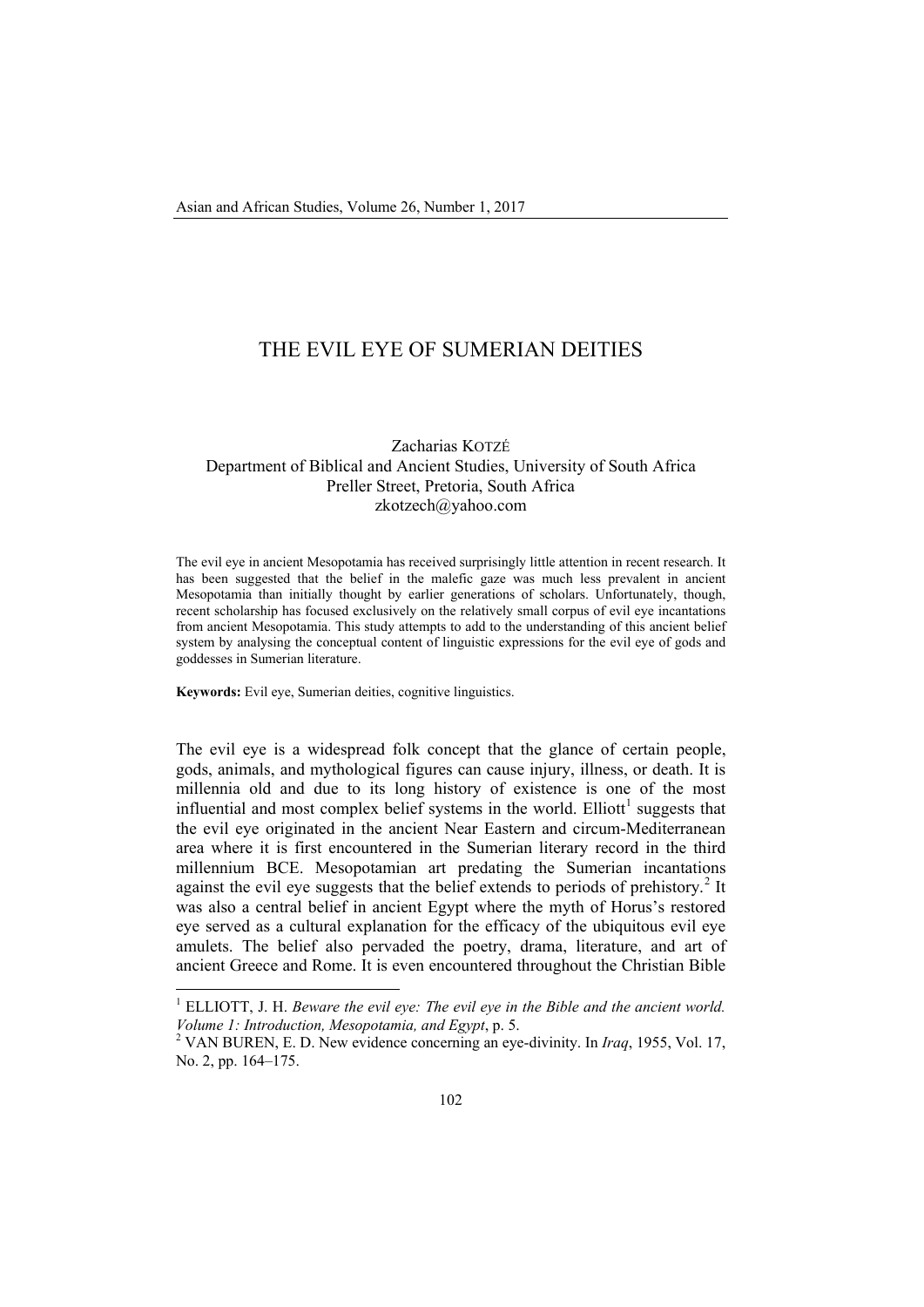# THE EVIL EYE OF SUMERIAN DEITIES

Zacharias KOTZÉ
Department of Biblical and Ancient Studies, University of South Africa
Preller Street, Pretoria, South Africa
zkotzech@yahoo.com

The evil eye in ancient Mesopotamia has received surprisingly little attention in recent research. It has been suggested that the belief in the malefic gaze was much less prevalent in ancient Mesopotamia than initially thought by earlier generations of scholars. Unfortunately, though, recent scholarship has focused exclusively on the relatively small corpus of evil eye incantations from ancient Mesopotamia. This study attempts to add to the understanding of this ancient belief system by analysing the conceptual content of linguistic expressions for the evil eye of gods and goddesses in Sumerian literature.

**Keywords:** Evil eye, Sumerian deities, cognitive linguistics.

The evil eye is a widespread folk concept that the glance of certain people, gods, animals, and mythological figures can cause injury, illness, or death. It is millennia old and due to its long history of existence is one of the most influential and most complex belief systems in the world. Elliott[1] suggests that the evil eye originated in the ancient Near Eastern and circum-Mediterranean area where it is first encountered in the Sumerian literary record in the third millennium BCE. Mesopotamian art predating the Sumerian incantations against the evil eye suggests that the belief extends to periods of prehistory.[2] It was also a central belief in ancient Egypt where the myth of Horus's restored eye served as a cultural explanation for the efficacy of the ubiquitous evil eye amulets. The belief also pervaded the poetry, drama, literature, and art of ancient Greece and Rome. It is even encountered throughout the Christian Bible

---

[1] ELLIOTT, J. H. *Beware the evil eye: The evil eye in the Bible and the ancient world. Volume 1: Introduction, Mesopotamia, and Egypt*, p. 5.

[2] VAN BUREN, E. D. New evidence concerning an eye-divinity. In *Iraq*, 1955, Vol. 17, No. 2, pp. 164–175.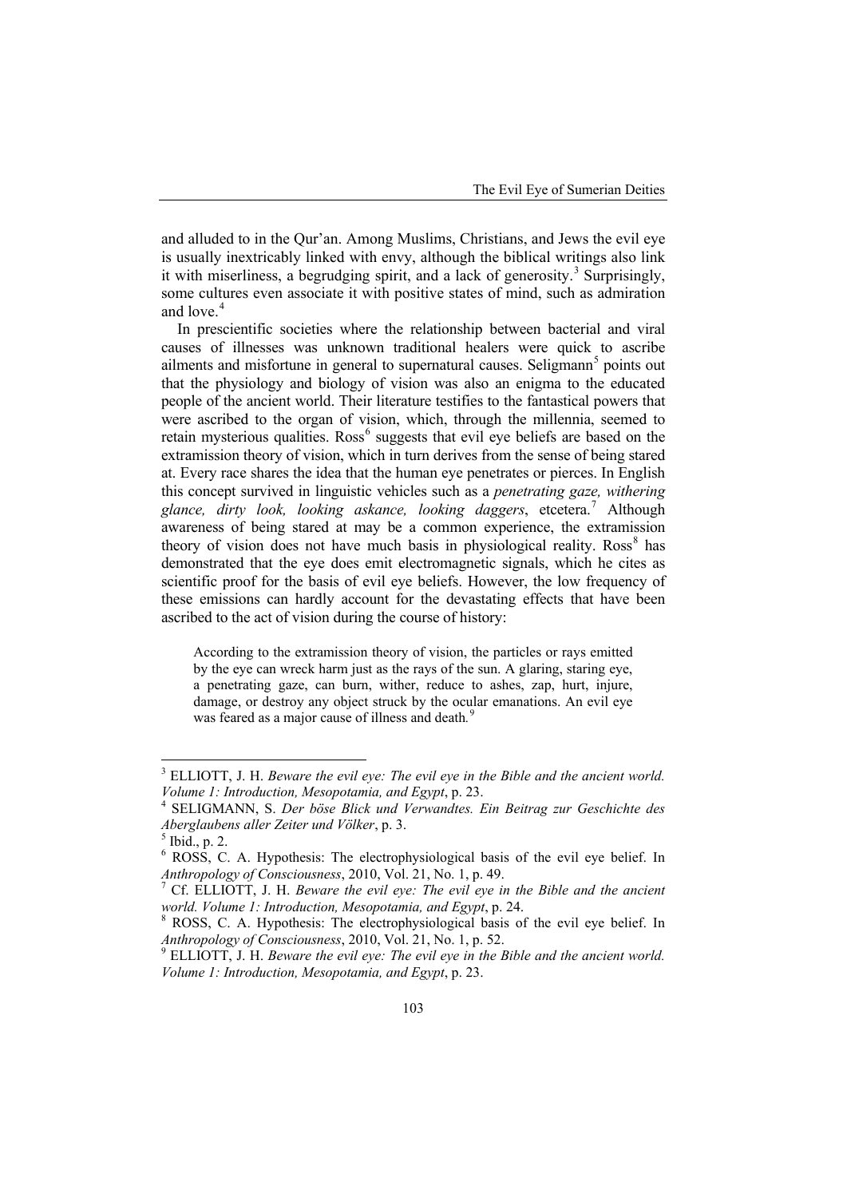and alluded to in the Qur'an. Among Muslims, Christians, and Jews the evil eye is usually inextricably linked with envy, although the biblical writings also link it with miserliness, a begrudging spirit, and a lack of generosity.[3] Surprisingly, some cultures even associate it with positive states of mind, such as admiration and love.[4]

In prescientific societies where the relationship between bacterial and viral causes of illnesses was unknown traditional healers were quick to ascribe ailments and misfortune in general to supernatural causes. Seligmann[5] points out that the physiology and biology of vision was also an enigma to the educated people of the ancient world. Their literature testifies to the fantastical powers that were ascribed to the organ of vision, which, through the millennia, seemed to retain mysterious qualities. Ross[6] suggests that evil eye beliefs are based on the extramission theory of vision, which in turn derives from the sense of being stared at. Every race shares the idea that the human eye penetrates or pierces. In English this concept survived in linguistic vehicles such as a *penetrating gaze, withering glance, dirty look, looking askance, looking daggers*, etcetera.[7] Although awareness of being stared at may be a common experience, the extramission theory of vision does not have much basis in physiological reality. Ross[8] has demonstrated that the eye does emit electromagnetic signals, which he cites as scientific proof for the basis of evil eye beliefs. However, the low frequency of these emissions can hardly account for the devastating effects that have been ascribed to the act of vision during the course of history:

> According to the extramission theory of vision, the particles or rays emitted by the eye can wreck harm just as the rays of the sun. A glaring, staring eye, a penetrating gaze, can burn, wither, reduce to ashes, zap, hurt, injure, damage, or destroy any object struck by the ocular emanations. An evil eye was feared as a major cause of illness and death.[9]

---

[3] ELLIOTT, J. H. *Beware the evil eye: The evil eye in the Bible and the ancient world. Volume 1: Introduction, Mesopotamia, and Egypt*, p. 23.

[4] SELIGMANN, S. *Der böse Blick und Verwandtes. Ein Beitrag zur Geschichte des Aberglaubens aller Zeiter und Völker*, p. 3.

[5] Ibid., p. 2.

[6] ROSS, C. A. Hypothesis: The electrophysiological basis of the evil eye belief. In *Anthropology of Consciousness*, 2010, Vol. 21, No. 1, p. 49.

[7] Cf. ELLIOTT, J. H. *Beware the evil eye: The evil eye in the Bible and the ancient world. Volume 1: Introduction, Mesopotamia, and Egypt*, p. 24.

[8] ROSS, C. A. Hypothesis: The electrophysiological basis of the evil eye belief. In *Anthropology of Consciousness*, 2010, Vol. 21, No. 1, p. 52.

[9] ELLIOTT, J. H. *Beware the evil eye: The evil eye in the Bible and the ancient world. Volume 1: Introduction, Mesopotamia, and Egypt*, p. 23.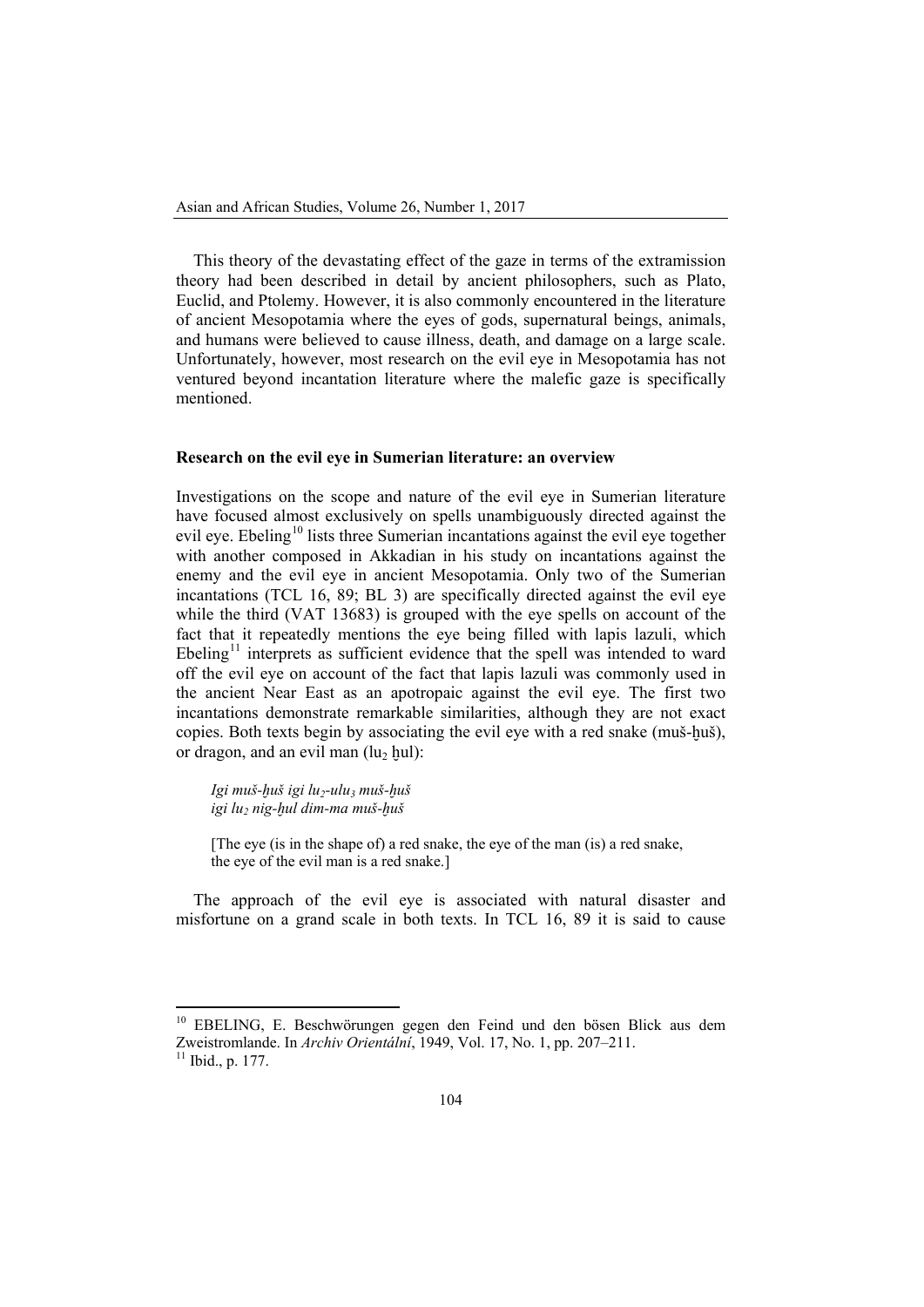This theory of the devastating effect of the gaze in terms of the extramission theory had been described in detail by ancient philosophers, such as Plato, Euclid, and Ptolemy. However, it is also commonly encountered in the literature of ancient Mesopotamia where the eyes of gods, supernatural beings, animals, and humans were believed to cause illness, death, and damage on a large scale. Unfortunately, however, most research on the evil eye in Mesopotamia has not ventured beyond incantation literature where the malefic gaze is specifically mentioned.

## Research on the evil eye in Sumerian literature: an overview

Investigations on the scope and nature of the evil eye in Sumerian literature have focused almost exclusively on spells unambiguously directed against the evil eye. Ebeling[10] lists three Sumerian incantations against the evil eye together with another composed in Akkadian in his study on incantations against the enemy and the evil eye in ancient Mesopotamia. Only two of the Sumerian incantations (TCL 16, 89; BL 3) are specifically directed against the evil eye while the third (VAT 13683) is grouped with the eye spells on account of the fact that it repeatedly mentions the eye being filled with lapis lazuli, which Ebeling[11] interprets as sufficient evidence that the spell was intended to ward off the evil eye on account of the fact that lapis lazuli was commonly used in the ancient Near East as an apotropaic against the evil eye. The first two incantations demonstrate remarkable similarities, although they are not exact copies. Both texts begin by associating the evil eye with a red snake (muš-ḫuš), or dragon, and an evil man (lu$_2$ ḫul):

> *Igi muš-ḫuš igi lu$_2$-ulu$_3$ muš-ḫuš*
> *igi lu$_2$ nig-ḫul dim-ma muš-ḫuš*
>
> [The eye (is in the shape of) a red snake, the eye of the man (is) a red snake,
> the eye of the evil man is a red snake.]

The approach of the evil eye is associated with natural disaster and misfortune on a grand scale in both texts. In TCL 16, 89 it is said to cause

---

[10] EBELING, E. Beschwörungen gegen den Feind und den bösen Blick aus dem Zweistromlande. In *Archiv Orientální*, 1949, Vol. 17, No. 1, pp. 207–211.

[11] Ibid., p. 177.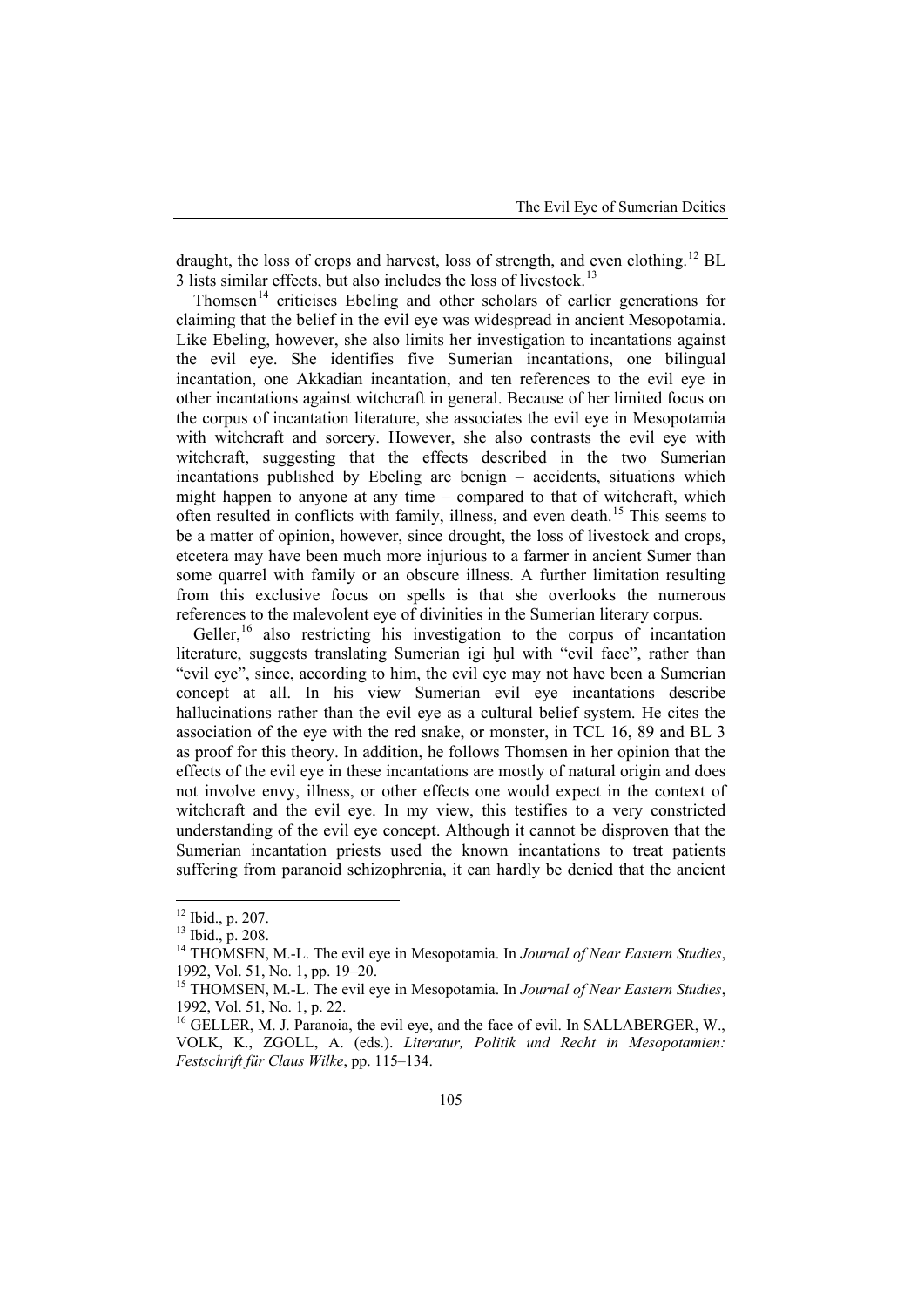draught, the loss of crops and harvest, loss of strength, and even clothing.[12] BL 3 lists similar effects, but also includes the loss of livestock.[13]

Thomsen[14] criticises Ebeling and other scholars of earlier generations for claiming that the belief in the evil eye was widespread in ancient Mesopotamia. Like Ebeling, however, she also limits her investigation to incantations against the evil eye. She identifies five Sumerian incantations, one bilingual incantation, one Akkadian incantation, and ten references to the evil eye in other incantations against witchcraft in general. Because of her limited focus on the corpus of incantation literature, she associates the evil eye in Mesopotamia with witchcraft and sorcery. However, she also contrasts the evil eye with witchcraft, suggesting that the effects described in the two Sumerian incantations published by Ebeling are benign – accidents, situations which might happen to anyone at any time – compared to that of witchcraft, which often resulted in conflicts with family, illness, and even death.[15] This seems to be a matter of opinion, however, since drought, the loss of livestock and crops, etcetera may have been much more injurious to a farmer in ancient Sumer than some quarrel with family or an obscure illness. A further limitation resulting from this exclusive focus on spells is that she overlooks the numerous references to the malevolent eye of divinities in the Sumerian literary corpus.

Geller,[16] also restricting his investigation to the corpus of incantation literature, suggests translating Sumerian igi ḫul with "evil face", rather than "evil eye", since, according to him, the evil eye may not have been a Sumerian concept at all. In his view Sumerian evil eye incantations describe hallucinations rather than the evil eye as a cultural belief system. He cites the association of the eye with the red snake, or monster, in TCL 16, 89 and BL 3 as proof for this theory. In addition, he follows Thomsen in her opinion that the effects of the evil eye in these incantations are mostly of natural origin and does not involve envy, illness, or other effects one would expect in the context of witchcraft and the evil eye. In my view, this testifies to a very constricted understanding of the evil eye concept. Although it cannot be disproven that the Sumerian incantation priests used the known incantations to treat patients suffering from paranoid schizophrenia, it can hardly be denied that the ancient

---

[12] Ibid., p. 207.

[13] Ibid., p. 208.

[14] THOMSEN, M.-L. The evil eye in Mesopotamia. In *Journal of Near Eastern Studies*, 1992, Vol. 51, No. 1, pp. 19–20.

[15] THOMSEN, M.-L. The evil eye in Mesopotamia. In *Journal of Near Eastern Studies*, 1992, Vol. 51, No. 1, p. 22.

[16] GELLER, M. J. Paranoia, the evil eye, and the face of evil. In SALLABERGER, W., VOLK, K., ZGOLL, A. (eds.). *Literatur, Politik und Recht in Mesopotamien: Festschrift für Claus Wilke*, pp. 115–134.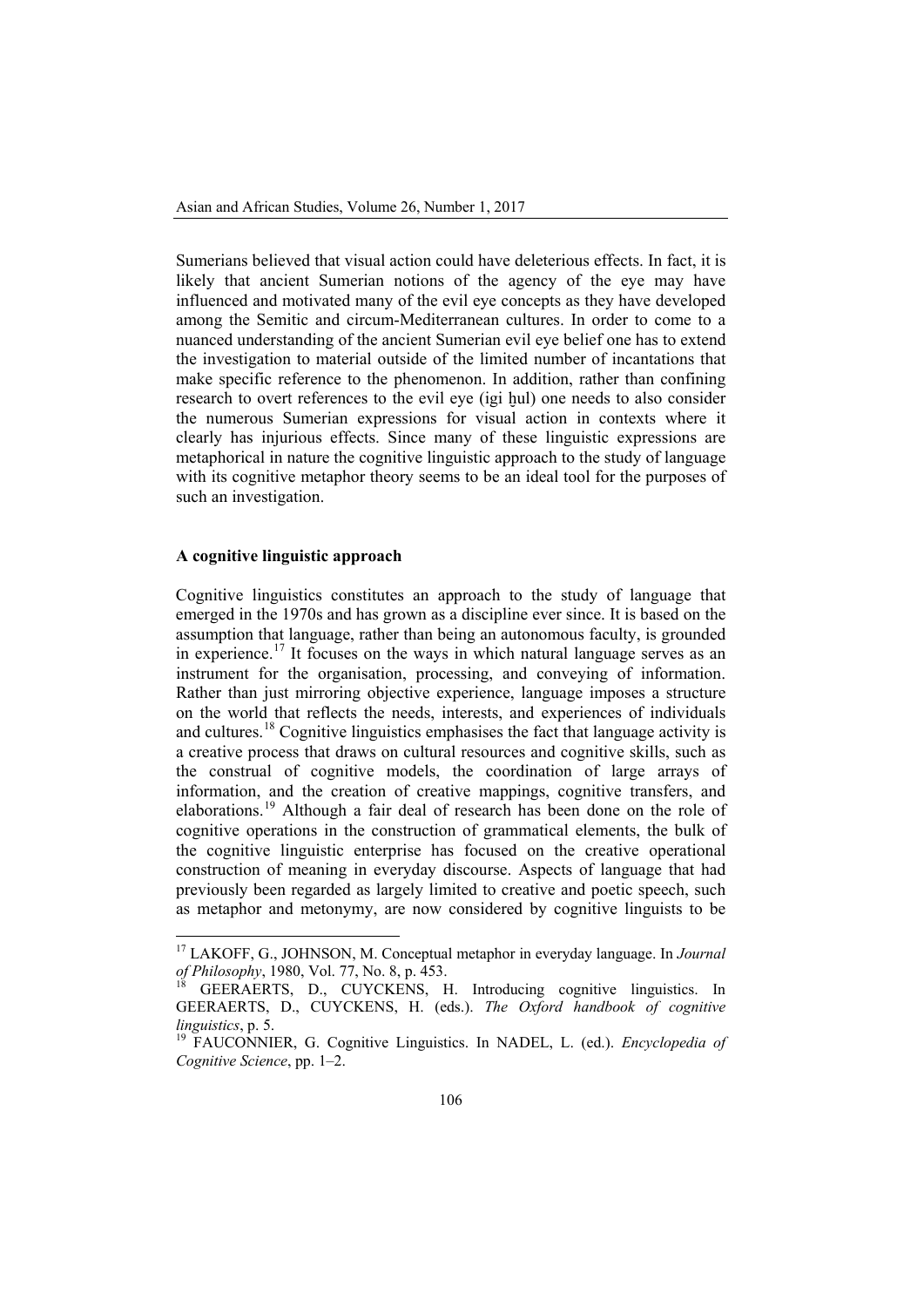Sumerians believed that visual action could have deleterious effects. In fact, it is likely that ancient Sumerian notions of the agency of the eye may have influenced and motivated many of the evil eye concepts as they have developed among the Semitic and circum-Mediterranean cultures. In order to come to a nuanced understanding of the ancient Sumerian evil eye belief one has to extend the investigation to material outside of the limited number of incantations that make specific reference to the phenomenon. In addition, rather than confining research to overt references to the evil eye (igi ḫul) one needs to also consider the numerous Sumerian expressions for visual action in contexts where it clearly has injurious effects. Since many of these linguistic expressions are metaphorical in nature the cognitive linguistic approach to the study of language with its cognitive metaphor theory seems to be an ideal tool for the purposes of such an investigation.

## A cognitive linguistic approach

Cognitive linguistics constitutes an approach to the study of language that emerged in the 1970s and has grown as a discipline ever since. It is based on the assumption that language, rather than being an autonomous faculty, is grounded in experience.[17] It focuses on the ways in which natural language serves as an instrument for the organisation, processing, and conveying of information. Rather than just mirroring objective experience, language imposes a structure on the world that reflects the needs, interests, and experiences of individuals and cultures.[18] Cognitive linguistics emphasises the fact that language activity is a creative process that draws on cultural resources and cognitive skills, such as the construal of cognitive models, the coordination of large arrays of information, and the creation of creative mappings, cognitive transfers, and elaborations.[19] Although a fair deal of research has been done on the role of cognitive operations in the construction of grammatical elements, the bulk of the cognitive linguistic enterprise has focused on the creative operational construction of meaning in everyday discourse. Aspects of language that had previously been regarded as largely limited to creative and poetic speech, such as metaphor and metonymy, are now considered by cognitive linguists to be

---

[17] LAKOFF, G., JOHNSON, M. Conceptual metaphor in everyday language. In *Journal of Philosophy*, 1980, Vol. 77, No. 8, p. 453.

[18] GEERAERTS, D., CUYCKENS, H. Introducing cognitive linguistics. In GEERAERTS, D., CUYCKENS, H. (eds.). *The Oxford handbook of cognitive linguistics*, p. 5.

[19] FAUCONNIER, G. Cognitive Linguistics. In NADEL, L. (ed.). *Encyclopedia of Cognitive Science*, pp. 1–2.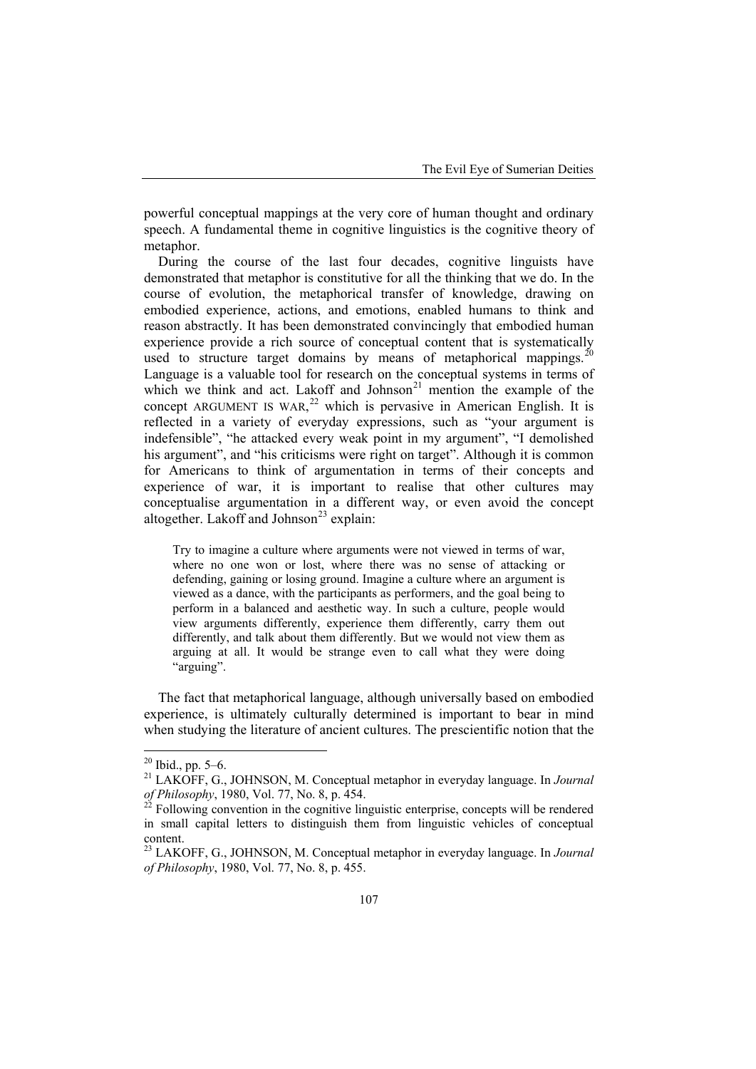powerful conceptual mappings at the very core of human thought and ordinary speech. A fundamental theme in cognitive linguistics is the cognitive theory of metaphor.

During the course of the last four decades, cognitive linguists have demonstrated that metaphor is constitutive for all the thinking that we do. In the course of evolution, the metaphorical transfer of knowledge, drawing on embodied experience, actions, and emotions, enabled humans to think and reason abstractly. It has been demonstrated convincingly that embodied human experience provide a rich source of conceptual content that is systematically used to structure target domains by means of metaphorical mappings.[20] Language is a valuable tool for research on the conceptual systems in terms of which we think and act. Lakoff and Johnson[21] mention the example of the concept ARGUMENT IS WAR,[22] which is pervasive in American English. It is reflected in a variety of everyday expressions, such as "your argument is indefensible", "he attacked every weak point in my argument", "I demolished his argument", and "his criticisms were right on target". Although it is common for Americans to think of argumentation in terms of their concepts and experience of war, it is important to realise that other cultures may conceptualise argumentation in a different way, or even avoid the concept altogether. Lakoff and Johnson[23] explain:

> Try to imagine a culture where arguments were not viewed in terms of war, where no one won or lost, where there was no sense of attacking or defending, gaining or losing ground. Imagine a culture where an argument is viewed as a dance, with the participants as performers, and the goal being to perform in a balanced and aesthetic way. In such a culture, people would view arguments differently, experience them differently, carry them out differently, and talk about them differently. But we would not view them as arguing at all. It would be strange even to call what they were doing "arguing".

The fact that metaphorical language, although universally based on embodied experience, is ultimately culturally determined is important to bear in mind when studying the literature of ancient cultures. The prescientific notion that the

---

[20] Ibid., pp. 5–6.

[21] LAKOFF, G., JOHNSON, M. Conceptual metaphor in everyday language. In *Journal of Philosophy*, 1980, Vol. 77, No. 8, p. 454.

[22] Following convention in the cognitive linguistic enterprise, concepts will be rendered in small capital letters to distinguish them from linguistic vehicles of conceptual content.

[23] LAKOFF, G., JOHNSON, M. Conceptual metaphor in everyday language. In *Journal of Philosophy*, 1980, Vol. 77, No. 8, p. 455.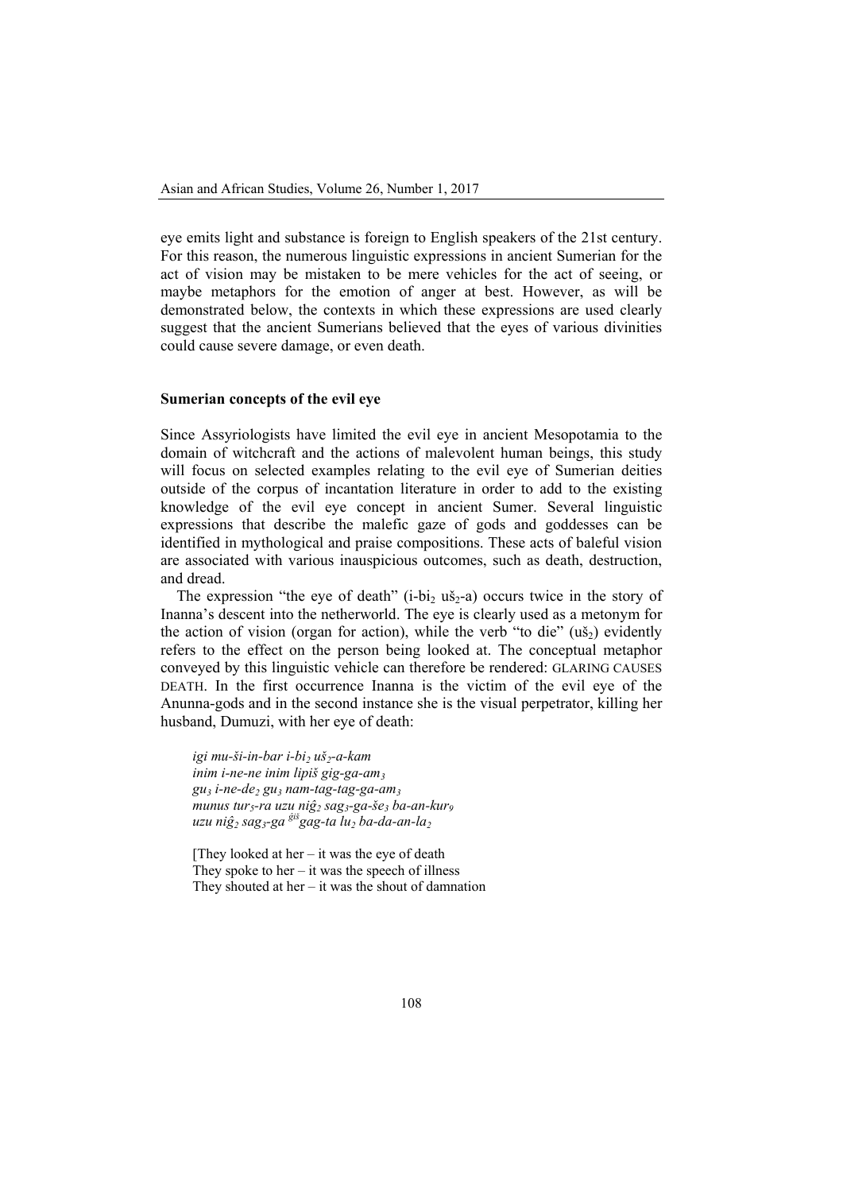eye emits light and substance is foreign to English speakers of the 21st century. For this reason, the numerous linguistic expressions in ancient Sumerian for the act of vision may be mistaken to be mere vehicles for the act of seeing, or maybe metaphors for the emotion of anger at best. However, as will be demonstrated below, the contexts in which these expressions are used clearly suggest that the ancient Sumerians believed that the eyes of various divinities could cause severe damage, or even death.

### Sumerian concepts of the evil eye

Since Assyriologists have limited the evil eye in ancient Mesopotamia to the domain of witchcraft and the actions of malevolent human beings, this study will focus on selected examples relating to the evil eye of Sumerian deities outside of the corpus of incantation literature in order to add to the existing knowledge of the evil eye concept in ancient Sumer. Several linguistic expressions that describe the malefic gaze of gods and goddesses can be identified in mythological and praise compositions. These acts of baleful vision are associated with various inauspicious outcomes, such as death, destruction, and dread.

The expression "the eye of death" (i-bi$_2$ uš$_2$-a) occurs twice in the story of Inanna's descent into the netherworld. The eye is clearly used as a metonym for the action of vision (organ for action), while the verb "to die" (uš$_2$) evidently refers to the effect on the person being looked at. The conceptual metaphor conveyed by this linguistic vehicle can therefore be rendered: GLARING CAUSES DEATH. In the first occurrence Inanna is the victim of the evil eye of the Anunna-gods and in the second instance she is the visual perpetrator, killing her husband, Dumuzi, with her eye of death:

> *igi mu-ši-in-bar i-bi$_2$ uš$_2$-a-kam*
> *inim i-ne-ne inim lipiš gig-ga-am$_3$*
> *gu$_3$ i-ne-de$_2$ gu$_3$ nam-tag-tag-ga-am$_3$*
> *munus tur$_5$-ra uzu niĝ$_2$ sag$_3$-ga-še$_3$ ba-an-kur$_9$*
> *uzu niĝ$_2$ sag$_3$-ga $^{ĝiš}$gag-ta lu$_2$ ba-da-an-la$_2$*
>
> [They looked at her – it was the eye of death
> They spoke to her – it was the speech of illness
> They shouted at her – it was the shout of damnation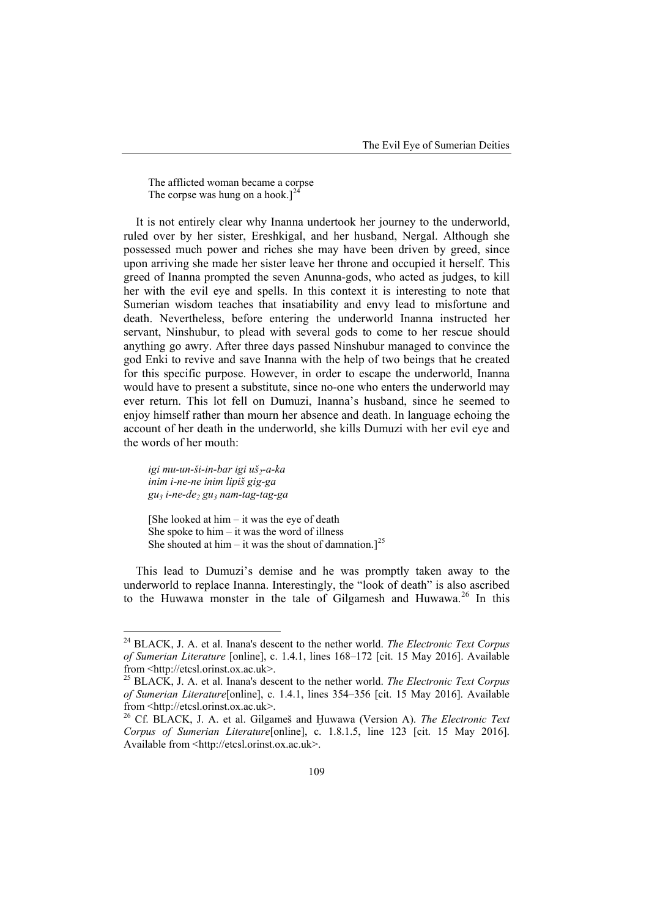The afflicted woman became a corpse
The corpse was hung on a hook.][24]

It is not entirely clear why Inanna undertook her journey to the underworld, ruled over by her sister, Ereshkigal, and her husband, Nergal. Although she possessed much power and riches she may have been driven by greed, since upon arriving she made her sister leave her throne and occupied it herself. This greed of Inanna prompted the seven Anunna-gods, who acted as judges, to kill her with the evil eye and spells. In this context it is interesting to note that Sumerian wisdom teaches that insatiability and envy lead to misfortune and death. Nevertheless, before entering the underworld Inanna instructed her servant, Ninshubur, to plead with several gods to come to her rescue should anything go awry. After three days passed Ninshubur managed to convince the god Enki to revive and save Inanna with the help of two beings that he created for this specific purpose. However, in order to escape the underworld, Inanna would have to present a substitute, since no-one who enters the underworld may ever return. This lot fell on Dumuzi, Inanna's husband, since he seemed to enjoy himself rather than mourn her absence and death. In language echoing the account of her death in the underworld, she kills Dumuzi with her evil eye and the words of her mouth:

*igi mu-un-ši-in-bar igi uš$_2$-a-ka*
*inim i-ne-ne inim lipiš gig-ga*
*gu$_3$ i-ne-de$_2$ gu$_3$ nam-tag-tag-ga*

[She looked at him – it was the eye of death
She spoke to him – it was the word of illness
She shouted at him – it was the shout of damnation.][25]

This lead to Dumuzi's demise and he was promptly taken away to the underworld to replace Inanna. Interestingly, the "look of death" is also ascribed to the Huwawa monster in the tale of Gilgamesh and Huwawa.[26] In this

---

[24] BLACK, J. A. et al. Inana's descent to the nether world. *The Electronic Text Corpus of Sumerian Literature* [online], c. 1.4.1, lines 168–172 [cit. 15 May 2016]. Available from <http://etcsl.orinst.ox.ac.uk>.

[25] BLACK, J. A. et al. Inana's descent to the nether world. *The Electronic Text Corpus of Sumerian Literature*[online], c. 1.4.1, lines 354–356 [cit. 15 May 2016]. Available from <http://etcsl.orinst.ox.ac.uk>.

[26] Cf. BLACK, J. A. et al. Gilgameš and Ḫuwawa (Version A). *The Electronic Text Corpus of Sumerian Literature*[online], c. 1.8.1.5, line 123 [cit. 15 May 2016]. Available from <http://etcsl.orinst.ox.ac.uk>.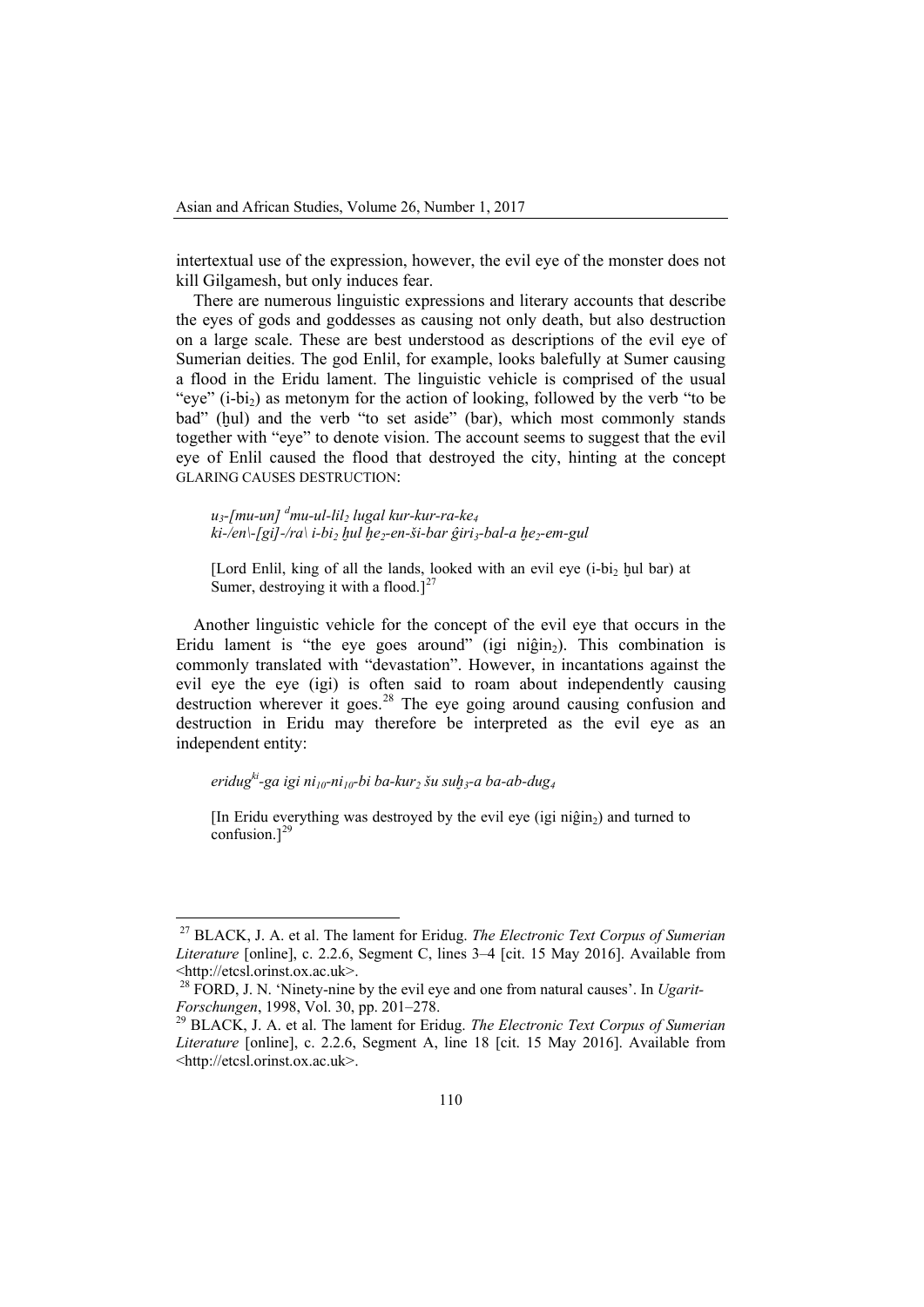intertextual use of the expression, however, the evil eye of the monster does not kill Gilgamesh, but only induces fear.

There are numerous linguistic expressions and literary accounts that describe the eyes of gods and goddesses as causing not only death, but also destruction on a large scale. These are best understood as descriptions of the evil eye of Sumerian deities. The god Enlil, for example, looks balefully at Sumer causing a flood in the Eridu lament. The linguistic vehicle is comprised of the usual "eye" (i-bi$_2$) as metonym for the action of looking, followed by the verb "to be bad" (ḫul) and the verb "to set aside" (bar), which most commonly stands together with "eye" to denote vision. The account seems to suggest that the evil eye of Enlil caused the flood that destroyed the city, hinting at the concept GLARING CAUSES DESTRUCTION:

> *u$_3$-[mu-un] $^d$mu-ul-lil$_2$ lugal kur-kur-ra-ke$_4$*
> *ki-/en\-[gi]-/ra\ i-bi$_2$ ḫul ḫe$_2$-en-ši-bar ĝiri$_3$-bal-a ḫe$_2$-em-gul*
>
> [Lord Enlil, king of all the lands, looked with an evil eye (i-bi$_2$ ḫul bar) at Sumer, destroying it with a flood.][27]

Another linguistic vehicle for the concept of the evil eye that occurs in the Eridu lament is "the eye goes around" (igi niĝin$_2$). This combination is commonly translated with "devastation". However, in incantations against the evil eye the eye (igi) is often said to roam about independently causing destruction wherever it goes.[28] The eye going around causing confusion and destruction in Eridu may therefore be interpreted as the evil eye as an independent entity:

> *eridug$^{ki}$-ga igi ni$_{10}$-ni$_{10}$-bi ba-kur$_2$ šu suḫ$_3$-a ba-ab-dug$_4$*
>
> [In Eridu everything was destroyed by the evil eye (igi niĝin$_2$) and turned to confusion.][29]

---

[27] BLACK, J. A. et al. The lament for Eridug. *The Electronic Text Corpus of Sumerian Literature* [online], c. 2.2.6, Segment C, lines 3–4 [cit. 15 May 2016]. Available from <http://etcsl.orinst.ox.ac.uk>.

[28] FORD, J. N. 'Ninety-nine by the evil eye and one from natural causes'. In *Ugarit-Forschungen*, 1998, Vol. 30, pp. 201–278.

[29] BLACK, J. A. et al. The lament for Eridug. *The Electronic Text Corpus of Sumerian Literature* [online], c. 2.2.6, Segment A, line 18 [cit. 15 May 2016]. Available from <http://etcsl.orinst.ox.ac.uk>.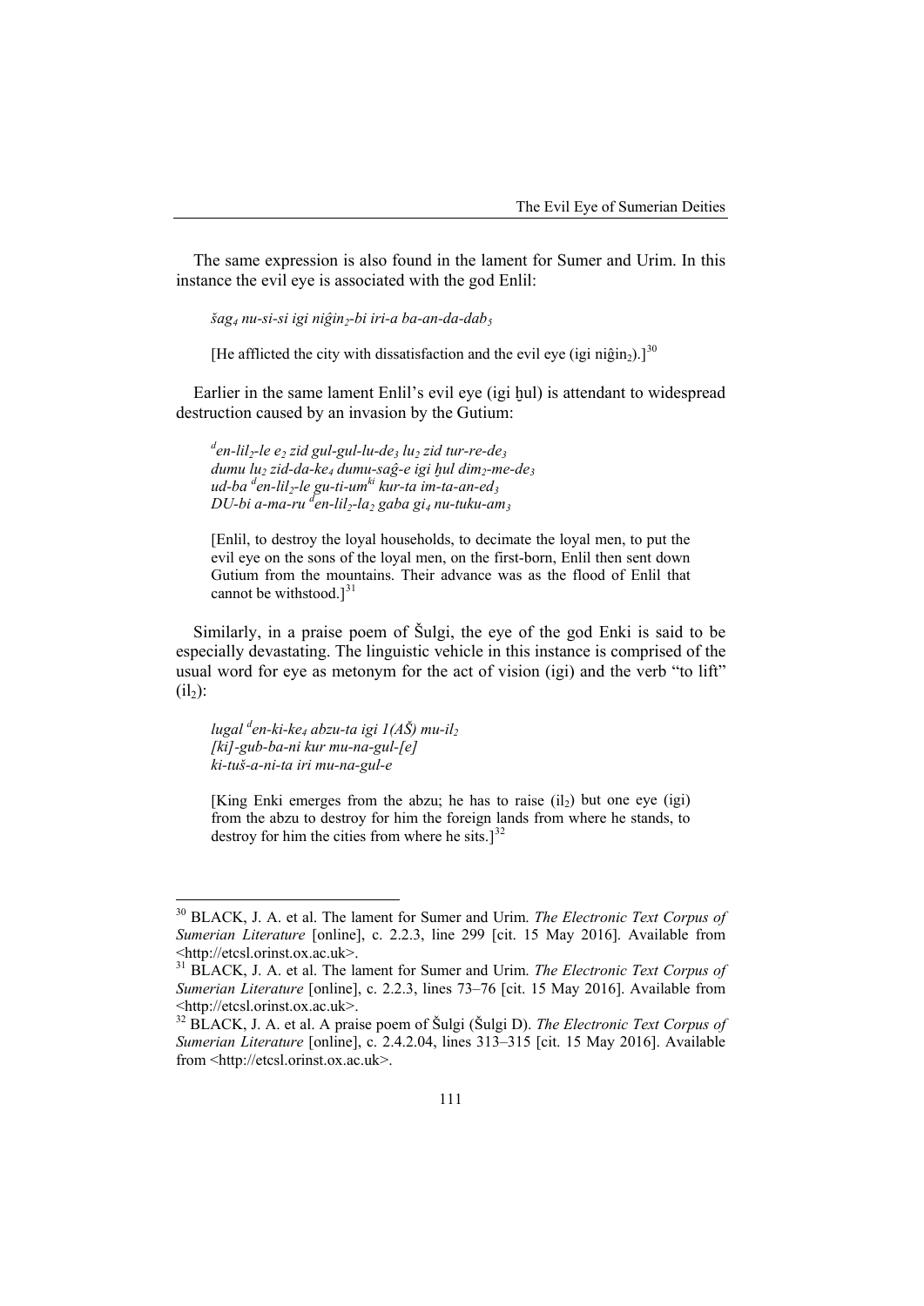The same expression is also found in the lament for Sumer and Urim. In this instance the evil eye is associated with the god Enlil:

> *šag$_4$ nu-si-si igi niĝin$_2$-bi iri-a ba-an-da-dab$_5$*
>
> [He afflicted the city with dissatisfaction and the evil eye (igi niĝin$_2$).][30]

Earlier in the same lament Enlil's evil eye (igi ḫul) is attendant to widespread destruction caused by an invasion by the Gutium:

> *$^d$en-lil$_2$-le e$_2$ zid gul-gul-lu-de$_3$ lu$_2$ zid tur-re-de$_3$*
> *dumu lu$_2$ zid-da-ke$_4$ dumu-saĝ-e igi ḫul dim$_2$-me-de$_3$*
> *ud-ba $^d$en-lil$_2$-le gu-ti-um$^{ki}$ kur-ta im-ta-an-ed$_3$*
> *DU-bi a-ma-ru $^d$en-lil$_2$-la$_2$ gaba gi$_4$ nu-tuku-am$_3$*
>
> [Enlil, to destroy the loyal households, to decimate the loyal men, to put the evil eye on the sons of the loyal men, on the first-born, Enlil then sent down Gutium from the mountains. Their advance was as the flood of Enlil that cannot be withstood.][31]

Similarly, in a praise poem of Šulgi, the eye of the god Enki is said to be especially devastating. The linguistic vehicle in this instance is comprised of the usual word for eye as metonym for the act of vision (igi) and the verb "to lift" (il$_2$):

> *lugal $^d$en-ki-ke$_4$ abzu-ta igi 1(AŠ) mu-il$_2$*
> *[ki]-gub-ba-ni kur mu-na-gul-[e]*
> *ki-tuš-a-ni-ta iri mu-na-gul-e*
>
> [King Enki emerges from the abzu; he has to raise (il$_2$) but one eye (igi) from the abzu to destroy for him the foreign lands from where he stands, to destroy for him the cities from where he sits.][32]

---

[30] BLACK, J. A. et al. The lament for Sumer and Urim. *The Electronic Text Corpus of Sumerian Literature* [online], c. 2.2.3, line 299 [cit. 15 May 2016]. Available from <http://etcsl.orinst.ox.ac.uk>.

[31] BLACK, J. A. et al. The lament for Sumer and Urim. *The Electronic Text Corpus of Sumerian Literature* [online], c. 2.2.3, lines 73–76 [cit. 15 May 2016]. Available from <http://etcsl.orinst.ox.ac.uk>.

[32] BLACK, J. A. et al. A praise poem of Šulgi (Šulgi D). *The Electronic Text Corpus of Sumerian Literature* [online], c. 2.4.2.04, lines 313–315 [cit. 15 May 2016]. Available from <http://etcsl.orinst.ox.ac.uk>.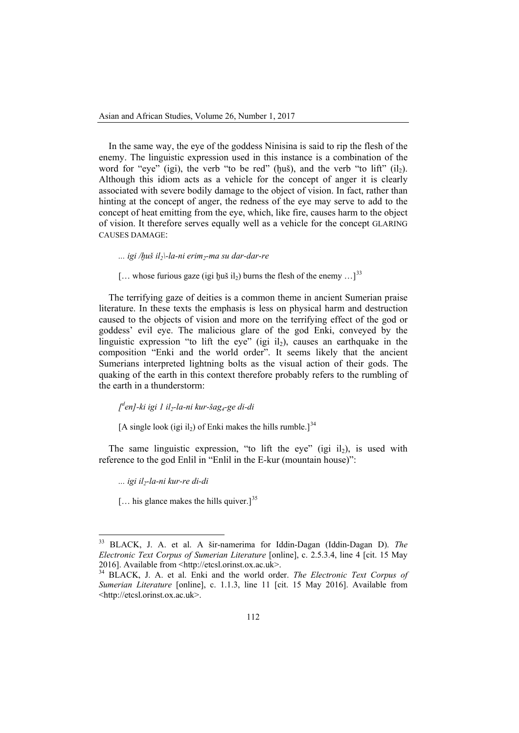In the same way, the eye of the goddess Ninisina is said to rip the flesh of the enemy. The linguistic expression used in this instance is a combination of the word for "eye" (igi), the verb "to be red" (ḫuš), and the verb "to lift" ($il_2$). Although this idiom acts as a vehicle for the concept of anger it is clearly associated with severe bodily damage to the object of vision. In fact, rather than hinting at the concept of anger, the redness of the eye may serve to add to the concept of heat emitting from the eye, which, like fire, causes harm to the object of vision. It therefore serves equally well as a vehicle for the concept GLARING CAUSES DAMAGE:

*... igi /ḫuš $il_2$\-la-ni erim$_2$-ma su dar-dar-re*

[… whose furious gaze (igi ḫuš $il_2$) burns the flesh of the enemy …][33]

The terrifying gaze of deities is a common theme in ancient Sumerian praise literature. In these texts the emphasis is less on physical harm and destruction caused to the objects of vision and more on the terrifying effect of the god or goddess' evil eye. The malicious glare of the god Enki, conveyed by the linguistic expression "to lift the eye" (igi $il_2$), causes an earthquake in the composition "Enki and the world order". It seems likely that the ancient Sumerians interpreted lightning bolts as the visual action of their gods. The quaking of the earth in this context therefore probably refers to the rumbling of the earth in a thunderstorm:

*[$^d$en]-ki igi 1 $il_2$-la-ni kur-šag$_4$-ge di-di*

[A single look (igi $il_2$) of Enki makes the hills rumble.][34]

The same linguistic expression, "to lift the eye" (igi $il_2$), is used with reference to the god Enlil in "Enlil in the E-kur (mountain house)":

*... igi $il_2$-la-ni kur-re di-di*

[… his glance makes the hills quiver.][35]

---

[33] BLACK, J. A. et al. A šir-namerima for Iddin-Dagan (Iddin-Dagan D). *The Electronic Text Corpus of Sumerian Literature* [online], c. 2.5.3.4, line 4 [cit. 15 May 2016]. Available from <http://etcsl.orinst.ox.ac.uk>.

[34] BLACK, J. A. et al. Enki and the world order. *The Electronic Text Corpus of Sumerian Literature* [online], c. 1.1.3, line 11 [cit. 15 May 2016]. Available from <http://etcsl.orinst.ox.ac.uk>.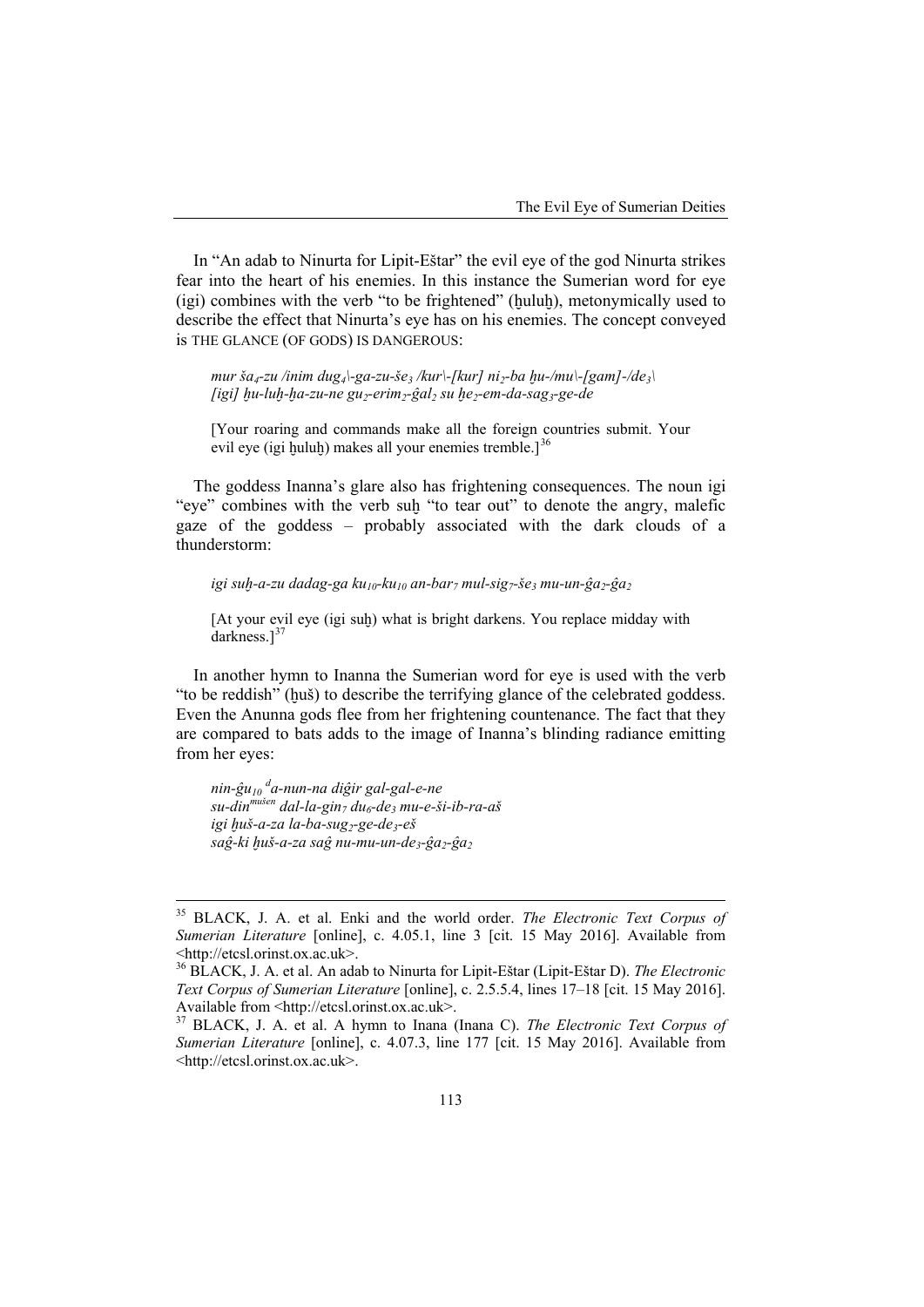In "An adab to Ninurta for Lipit-Eštar" the evil eye of the god Ninurta strikes fear into the heart of his enemies. In this instance the Sumerian word for eye (igi) combines with the verb "to be frightened" (ḫuluḫ), metonymically used to describe the effect that Ninurta's eye has on his enemies. The concept conveyed is THE GLANCE (OF GODS) IS DANGEROUS:

> *mur ša$_4$-zu /inim dug$_4$\-ga-zu-še$_3$ /kur\-[kur] ni$_2$-ba ḫu-/mu\-[gam]-/de$_3$\ [igi] ḫu-luḫ-ḫa-zu-ne gu$_2$-erim$_2$-ĝal$_2$ su ḫe$_2$-em-da-sag$_3$-ge-de*
>
> [Your roaring and commands make all the foreign countries submit. Your evil eye (igi ḫuluḫ) makes all your enemies tremble.][36]

The goddess Inanna's glare also has frightening consequences. The noun igi "eye" combines with the verb suḫ "to tear out" to denote the angry, malefic gaze of the goddess – probably associated with the dark clouds of a thunderstorm:

> *igi suḫ-a-zu dadag-ga ku$_{10}$-ku$_{10}$ an-bar$_7$ mul-sig$_7$-še$_3$ mu-un-ĝa$_2$-ĝa$_2$*
>
> [At your evil eye (igi suḫ) what is bright darkens. You replace midday with darkness.][37]

In another hymn to Inanna the Sumerian word for eye is used with the verb "to be reddish" (ḫuš) to describe the terrifying glance of the celebrated goddess. Even the Anunna gods flee from her frightening countenance. The fact that they are compared to bats adds to the image of Inanna's blinding radiance emitting from her eyes:

> *nin-ĝu$_{10}$ $^{d}$a-nun-na diĝir gal-gal-e-ne*
> *su-din$^{mušen}$ dal-la-gin$_7$ du$_6$-de$_3$ mu-e-ši-ib-ra-aš*
> *igi ḫuš-a-za la-ba-sug$_2$-ge-de$_3$-eš*
> *saĝ-ki ḫuš-a-za saĝ nu-mu-un-de$_3$-ĝa$_2$-ĝa$_2$*

---

[35] BLACK, J. A. et al. Enki and the world order. *The Electronic Text Corpus of Sumerian Literature* [online], c. 4.05.1, line 3 [cit. 15 May 2016]. Available from <http://etcsl.orinst.ox.ac.uk>.

[36] BLACK, J. A. et al. An adab to Ninurta for Lipit-Eštar (Lipit-Eštar D). *The Electronic Text Corpus of Sumerian Literature* [online], c. 2.5.5.4, lines 17–18 [cit. 15 May 2016]. Available from <http://etcsl.orinst.ox.ac.uk>.

[37] BLACK, J. A. et al. A hymn to Inana (Inana C). *The Electronic Text Corpus of Sumerian Literature* [online], c. 4.07.3, line 177 [cit. 15 May 2016]. Available from <http://etcsl.orinst.ox.ac.uk>.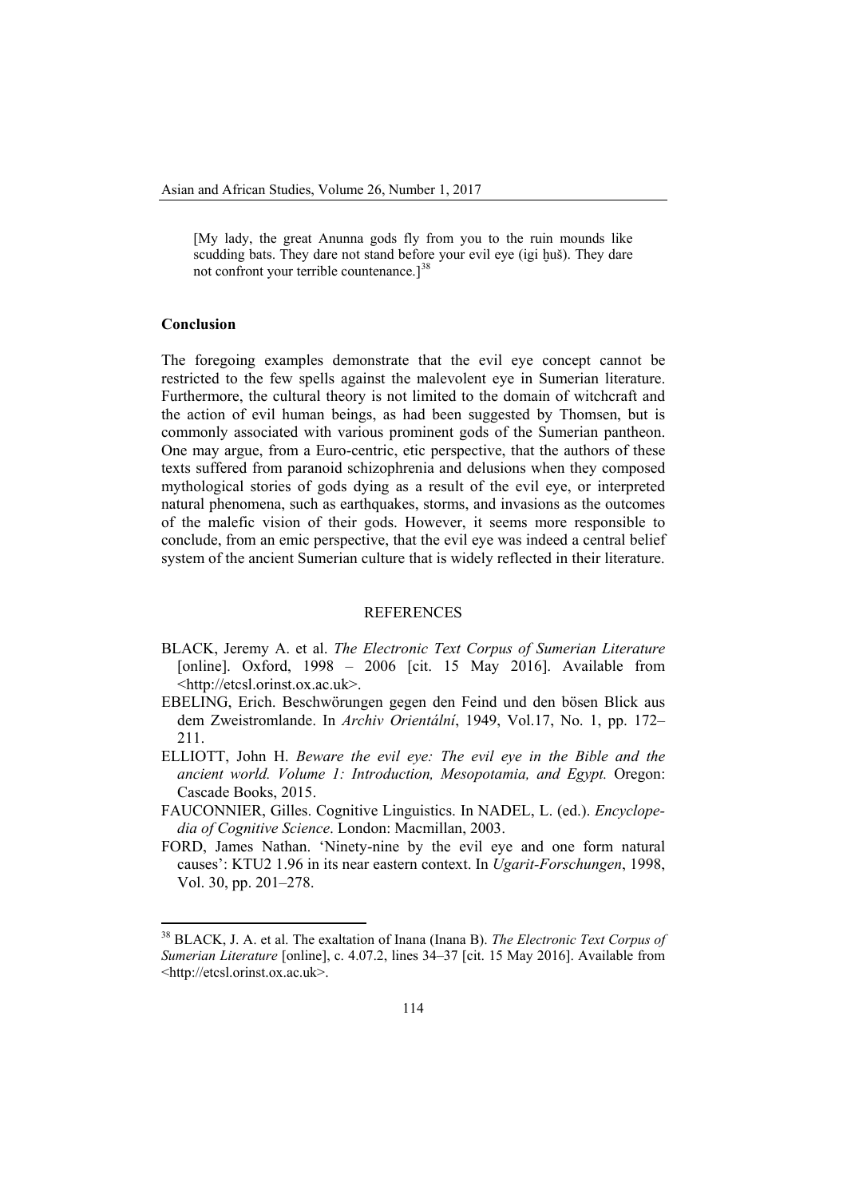[My lady, the great Anunna gods fly from you to the ruin mounds like scudding bats. They dare not stand before your evil eye (igi ḫuš). They dare not confront your terrible countenance.][38]

## Conclusion

The foregoing examples demonstrate that the evil eye concept cannot be restricted to the few spells against the malevolent eye in Sumerian literature. Furthermore, the cultural theory is not limited to the domain of witchcraft and the action of evil human beings, as had been suggested by Thomsen, but is commonly associated with various prominent gods of the Sumerian pantheon. One may argue, from a Euro-centric, etic perspective, that the authors of these texts suffered from paranoid schizophrenia and delusions when they composed mythological stories of gods dying as a result of the evil eye, or interpreted natural phenomena, such as earthquakes, storms, and invasions as the outcomes of the malefic vision of their gods. However, it seems more responsible to conclude, from an emic perspective, that the evil eye was indeed a central belief system of the ancient Sumerian culture that is widely reflected in their literature.

## REFERENCES

BLACK, Jeremy A. et al. *The Electronic Text Corpus of Sumerian Literature* [online]. Oxford, 1998 – 2006 [cit. 15 May 2016]. Available from <http://etcsl.orinst.ox.ac.uk>.

EBELING, Erich. Beschwörungen gegen den Feind und den bösen Blick aus dem Zweistromlande. In *Archiv Orientální*, 1949, Vol.17, No. 1, pp. 172–211.

ELLIOTT, John H. *Beware the evil eye: The evil eye in the Bible and the ancient world. Volume 1: Introduction, Mesopotamia, and Egypt.* Oregon: Cascade Books, 2015.

FAUCONNIER, Gilles. Cognitive Linguistics. In NADEL, L. (ed.). *Encyclopedia of Cognitive Science*. London: Macmillan, 2003.

FORD, James Nathan. 'Ninety-nine by the evil eye and one form natural causes': KTU2 1.96 in its near eastern context. In *Ugarit-Forschungen*, 1998, Vol. 30, pp. 201–278.

---

[38] BLACK, J. A. et al. The exaltation of Inana (Inana B). *The Electronic Text Corpus of Sumerian Literature* [online], c. 4.07.2, lines 34–37 [cit. 15 May 2016]. Available from <http://etcsl.orinst.ox.ac.uk>.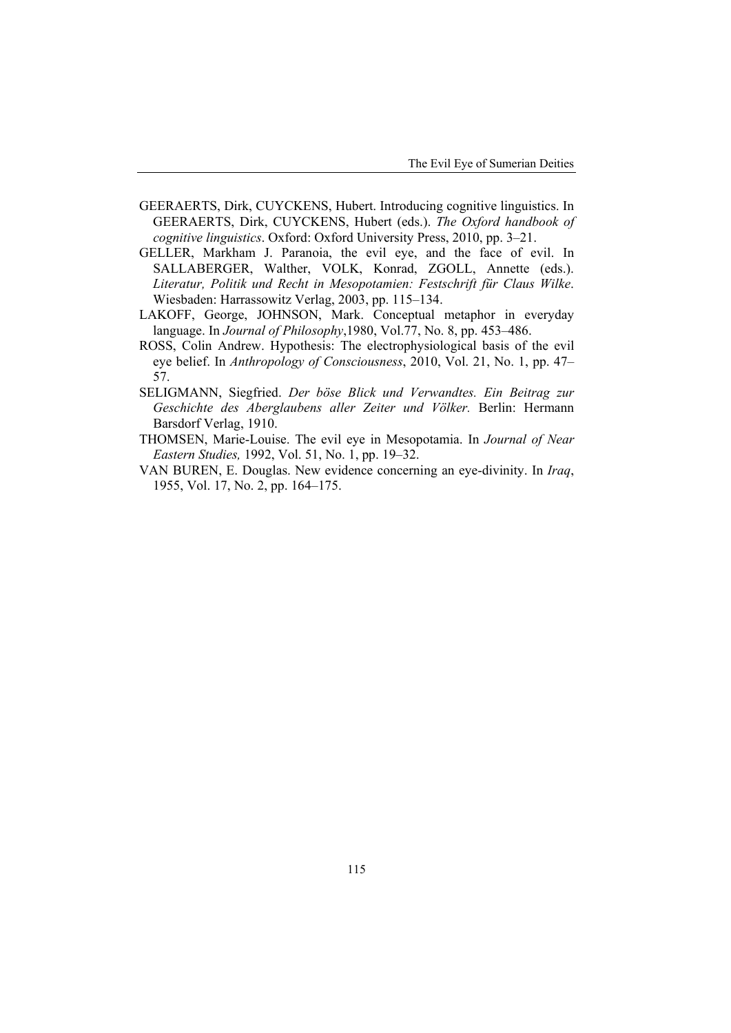GEERAERTS, Dirk, CUYCKENS, Hubert. Introducing cognitive linguistics. In GEERAERTS, Dirk, CUYCKENS, Hubert (eds.). *The Oxford handbook of cognitive linguistics*. Oxford: Oxford University Press, 2010, pp. 3–21.

GELLER, Markham J. Paranoia, the evil eye, and the face of evil. In SALLABERGER, Walther, VOLK, Konrad, ZGOLL, Annette (eds.). *Literatur, Politik und Recht in Mesopotamien: Festschrift für Claus Wilke*. Wiesbaden: Harrassowitz Verlag, 2003, pp. 115–134.

LAKOFF, George, JOHNSON, Mark. Conceptual metaphor in everyday language. In *Journal of Philosophy*,1980, Vol.77, No. 8, pp. 453–486.

ROSS, Colin Andrew. Hypothesis: The electrophysiological basis of the evil eye belief. In *Anthropology of Consciousness*, 2010, Vol. 21, No. 1, pp. 47–57.

SELIGMANN, Siegfried. *Der böse Blick und Verwandtes. Ein Beitrag zur Geschichte des Aberglaubens aller Zeiter und Völker.* Berlin: Hermann Barsdorf Verlag, 1910.

THOMSEN, Marie-Louise. The evil eye in Mesopotamia. In *Journal of Near Eastern Studies,* 1992, Vol. 51, No. 1, pp. 19–32.

VAN BUREN, E. Douglas. New evidence concerning an eye-divinity. In *Iraq*, 1955, Vol. 17, No. 2, pp. 164–175.